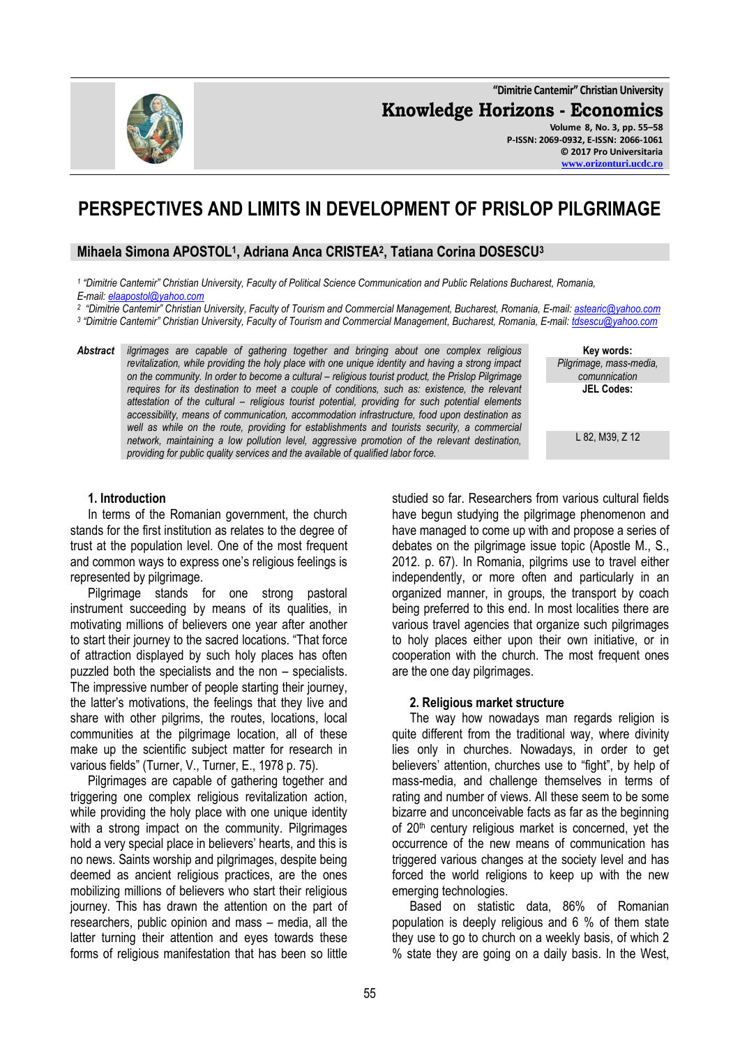# PERSPECTIVES AND LIMITS IN DEVELOPMENT OF PRISLOP PILGRIMAGE

**Mihaela Simona APOSTOL[1], Adriana Anca CRISTEA[2], Tatiana Corina DOSESCU[3]**

*[1] "Dimitrie Cantemir" Christian University, Faculty of Political Science Communication and Public Relations Bucharest, Romania, E-mail: elaapostol@yahoo.com*

*[2] "Dimitrie Cantemir" Christian University, Faculty of Tourism and Commercial Management, Bucharest, Romania, E-mail: astearic@yahoo.com*

*[3] "Dimitrie Cantemir" Christian University, Faculty of Tourism and Commercial Management, Bucharest, Romania, E-mail: tdsescu@yahoo.com*

***Abstract*** *ilgrimages are capable of gathering together and bringing about one complex religious revitalization, while providing the holy place with one unique identity and having a strong impact on the community. In order to become a cultural – religious tourist product, the Prislop Pilgrimage requires for its destination to meet a couple of conditions, such as: existence, the relevant attestation of the cultural – religious tourist potential, providing for such potential elements accessibility, means of communication, accommodation infrastructure, food upon destination as well as while on the route, providing for establishments and tourists security, a commercial network, maintaining a low pollution level, aggressive promotion of the relevant destination, providing for public quality services and the available of qualified labor force.*

**Key words:** *Pilgrimage, mass-media, comunnication*

**JEL Codes:** L 82, M39, Z 12

## 1. Introduction

In terms of the Romanian government, the church stands for the first institution as relates to the degree of trust at the population level. One of the most frequent and common ways to express one's religious feelings is represented by pilgrimage.

Pilgrimage stands for one strong pastoral instrument succeeding by means of its qualities, in motivating millions of believers one year after another to start their journey to the sacred locations. "That force of attraction displayed by such holy places has often puzzled both the specialists and the non – specialists. The impressive number of people starting their journey, the latter's motivations, the feelings that they live and share with other pilgrims, the routes, locations, local communities at the pilgrimage location, all of these make up the scientific subject matter for research in various fields" (Turner, V., Turner, E., 1978 p. 75).

Pilgrimages are capable of gathering together and triggering one complex religious revitalization action, while providing the holy place with one unique identity with a strong impact on the community. Pilgrimages hold a very special place in believers' hearts, and this is no news. Saints worship and pilgrimages, despite being deemed as ancient religious practices, are the ones mobilizing millions of believers who start their religious journey. This has drawn the attention on the part of researchers, public opinion and mass – media, all the latter turning their attention and eyes towards these forms of religious manifestation that has been so little studied so far. Researchers from various cultural fields have begun studying the pilgrimage phenomenon and have managed to come up with and propose a series of debates on the pilgrimage issue topic (Apostle M., S., 2012. p. 67). In Romania, pilgrims use to travel either independently, or more often and particularly in an organized manner, in groups, the transport by coach being preferred to this end. In most localities there are various travel agencies that organize such pilgrimages to holy places either upon their own initiative, or in cooperation with the church. The most frequent ones are the one day pilgrimages.

## 2. Religious market structure

The way how nowadays man regards religion is quite different from the traditional way, where divinity lies only in churches. Nowadays, in order to get believers' attention, churches use to "fight", by help of mass-media, and challenge themselves in terms of rating and number of views. All these seem to be some bizarre and unconceivable facts as far as the beginning of 20th century religious market is concerned, yet the occurrence of the new means of communication has triggered various changes at the society level and has forced the world religions to keep up with the new emerging technologies.

Based on statistic data, 86% of Romanian population is deeply religious and 6 % of them state they use to go to church on a weekly basis, of which 2 % state they are going on a daily basis. In the West,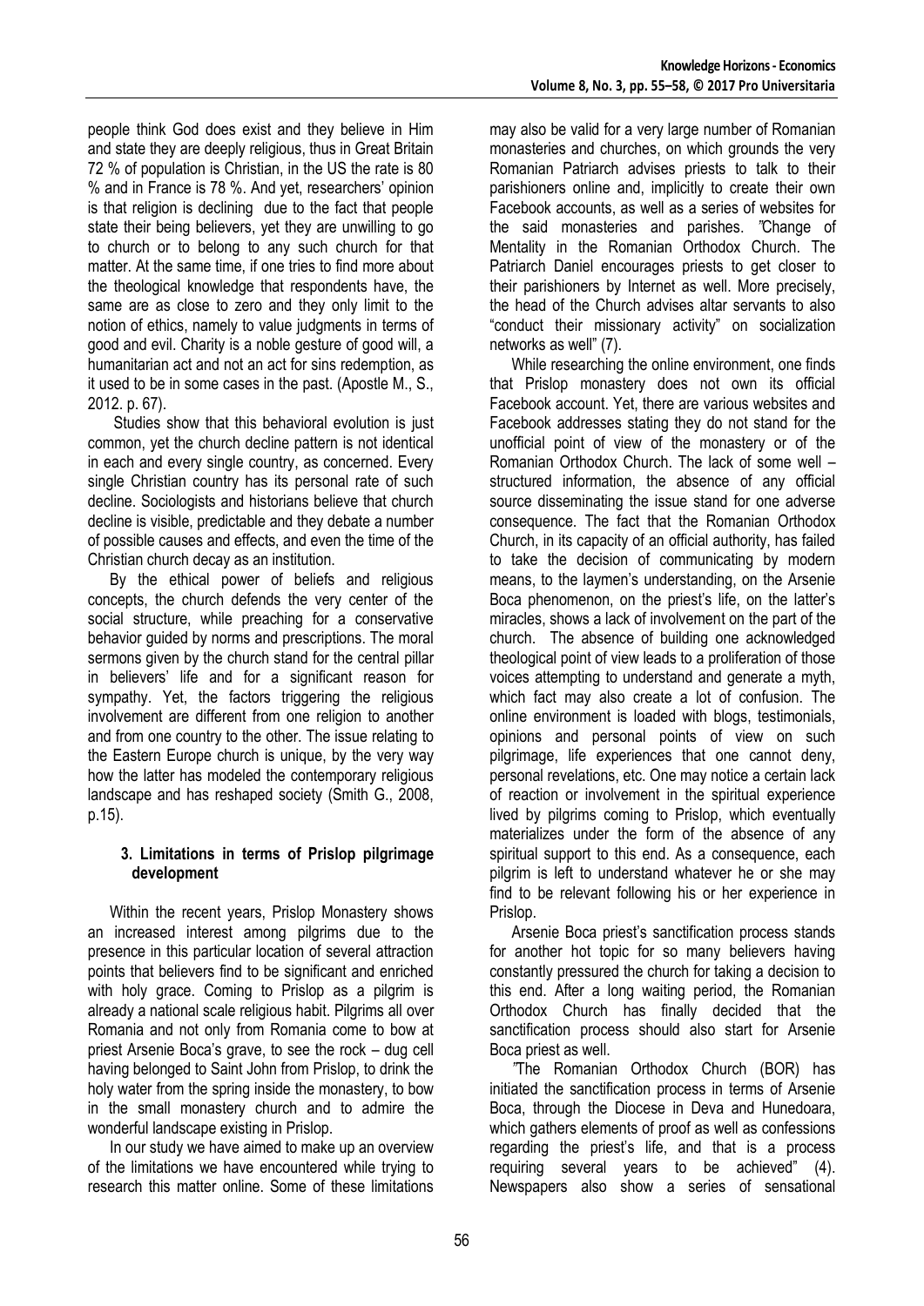people think God does exist and they believe in Him and state they are deeply religious, thus in Great Britain 72 % of population is Christian, in the US the rate is 80 % and in France is 78 %. And yet, researchers' opinion is that religion is declining due to the fact that people state their being believers, yet they are unwilling to go to church or to belong to any such church for that matter. At the same time, if one tries to find more about the theological knowledge that respondents have, the same are as close to zero and they only limit to the notion of ethics, namely to value judgments in terms of good and evil. Charity is a noble gesture of good will, a humanitarian act and not an act for sins redemption, as it used to be in some cases in the past. (Apostle M., S., 2012. p. 67).

Studies show that this behavioral evolution is just common, yet the church decline pattern is not identical in each and every single country, as concerned. Every single Christian country has its personal rate of such decline. Sociologists and historians believe that church decline is visible, predictable and they debate a number of possible causes and effects, and even the time of the Christian church decay as an institution.

By the ethical power of beliefs and religious concepts, the church defends the very center of the social structure, while preaching for a conservative behavior guided by norms and prescriptions. The moral sermons given by the church stand for the central pillar in believers' life and for a significant reason for sympathy. Yet, the factors triggering the religious involvement are different from one religion to another and from one country to the other. The issue relating to the Eastern Europe church is unique, by the very way how the latter has modeled the contemporary religious landscape and has reshaped society (Smith G., 2008, p.15).

## 3. Limitations in terms of Prislop pilgrimage development

Within the recent years, Prislop Monastery shows an increased interest among pilgrims due to the presence in this particular location of several attraction points that believers find to be significant and enriched with holy grace. Coming to Prislop as a pilgrim is already a national scale religious habit. Pilgrims all over Romania and not only from Romania come to bow at priest Arsenie Boca's grave, to see the rock – dug cell having belonged to Saint John from Prislop, to drink the holy water from the spring inside the monastery, to bow in the small monastery church and to admire the wonderful landscape existing in Prislop.

In our study we have aimed to make up an overview of the limitations we have encountered while trying to research this matter online. Some of these limitations may also be valid for a very large number of Romanian monasteries and churches, on which grounds the very Romanian Patriarch advises priests to talk to their parishioners online and, implicitly to create their own Facebook accounts, as well as a series of websites for the said monasteries and parishes. "Change of Mentality in the Romanian Orthodox Church. The Patriarch Daniel encourages priests to get closer to their parishioners by Internet as well. More precisely, the head of the Church advises altar servants to also "conduct their missionary activity" on socialization networks as well" (7).

While researching the online environment, one finds that Prislop monastery does not own its official Facebook account. Yet, there are various websites and Facebook addresses stating they do not stand for the unofficial point of view of the monastery or of the Romanian Orthodox Church. The lack of some well – structured information, the absence of any official source disseminating the issue stand for one adverse consequence. The fact that the Romanian Orthodox Church, in its capacity of an official authority, has failed to take the decision of communicating by modern means, to the laymen's understanding, on the Arsenie Boca phenomenon, on the priest's life, on the latter's miracles, shows a lack of involvement on the part of the church. The absence of building one acknowledged theological point of view leads to a proliferation of those voices attempting to understand and generate a myth, which fact may also create a lot of confusion. The online environment is loaded with blogs, testimonials, opinions and personal points of view on such pilgrimage, life experiences that one cannot deny, personal revelations, etc. One may notice a certain lack of reaction or involvement in the spiritual experience lived by pilgrims coming to Prislop, which eventually materializes under the form of the absence of any spiritual support to this end. As a consequence, each pilgrim is left to understand whatever he or she may find to be relevant following his or her experience in Prislop.

Arsenie Boca priest's sanctification process stands for another hot topic for so many believers having constantly pressured the church for taking a decision to this end. After a long waiting period, the Romanian Orthodox Church has finally decided that the sanctification process should also start for Arsenie Boca priest as well.

"The Romanian Orthodox Church (BOR) has initiated the sanctification process in terms of Arsenie Boca, through the Diocese in Deva and Hunedoara, which gathers elements of proof as well as confessions regarding the priest's life, and that is a process requiring several years to be achieved" (4). Newspapers also show a series of sensational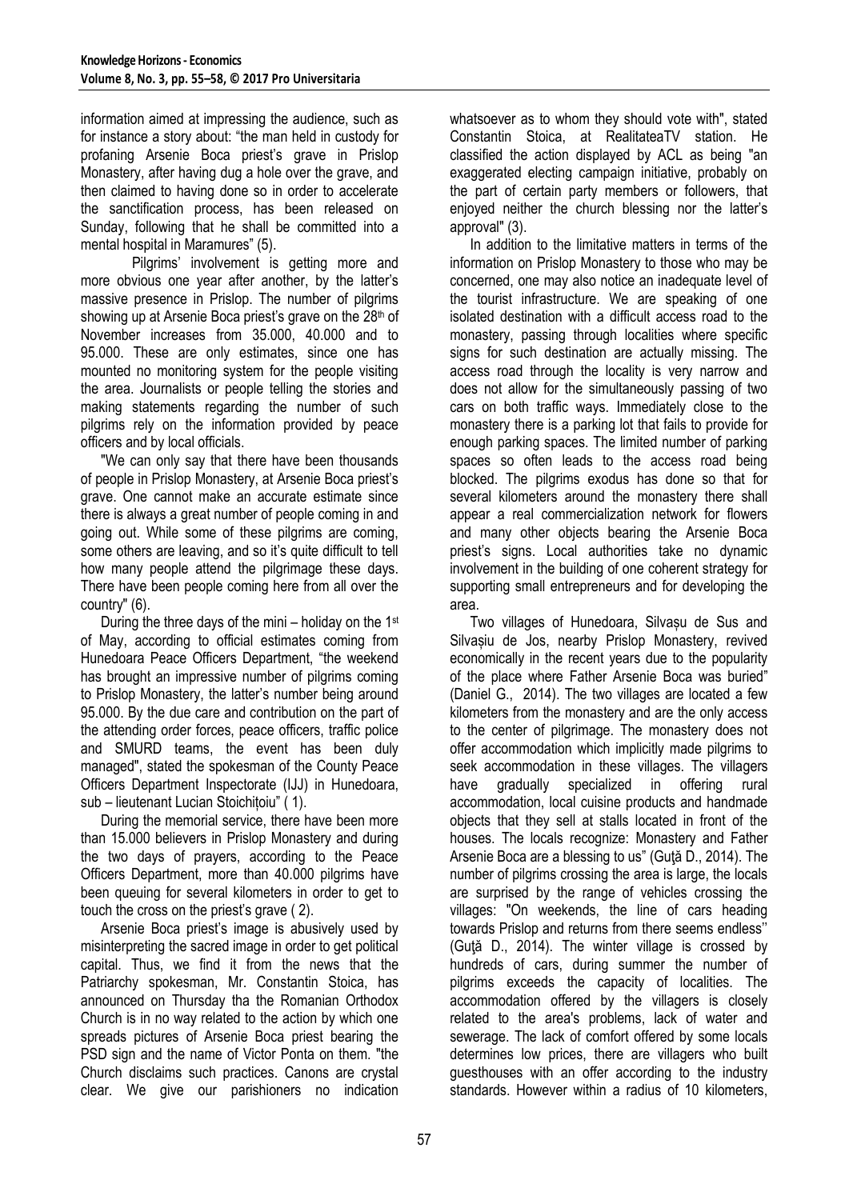information aimed at impressing the audience, such as for instance a story about: "the man held in custody for profaning Arsenie Boca priest's grave in Prislop Monastery, after having dug a hole over the grave, and then claimed to having done so in order to accelerate the sanctification process, has been released on Sunday, following that he shall be committed into a mental hospital in Maramures" (5).

Pilgrims' involvement is getting more and more obvious one year after another, by the latter's massive presence in Prislop. The number of pilgrims showing up at Arsenie Boca priest's grave on the 28th of November increases from 35.000, 40.000 and to 95.000. These are only estimates, since one has mounted no monitoring system for the people visiting the area. Journalists or people telling the stories and making statements regarding the number of such pilgrims rely on the information provided by peace officers and by local officials.

"We can only say that there have been thousands of people in Prislop Monastery, at Arsenie Boca priest's grave. One cannot make an accurate estimate since there is always a great number of people coming in and going out. While some of these pilgrims are coming, some others are leaving, and so it's quite difficult to tell how many people attend the pilgrimage these days. There have been people coming here from all over the country" (6).

During the three days of the mini – holiday on the 1st of May, according to official estimates coming from Hunedoara Peace Officers Department, "the weekend has brought an impressive number of pilgrims coming to Prislop Monastery, the latter's number being around 95.000. By the due care and contribution on the part of the attending order forces, peace officers, traffic police and SMURD teams, the event has been duly managed", stated the spokesman of the County Peace Officers Department Inspectorate (IJJ) in Hunedoara, sub – lieutenant Lucian Stoichiţoiu" ( 1).

During the memorial service, there have been more than 15.000 believers in Prislop Monastery and during the two days of prayers, according to the Peace Officers Department, more than 40.000 pilgrims have been queuing for several kilometers in order to get to touch the cross on the priest's grave ( 2).

Arsenie Boca priest's image is abusively used by misinterpreting the sacred image in order to get political capital. Thus, we find it from the news that the Patriarchy spokesman, Mr. Constantin Stoica, has announced on Thursday tha the Romanian Orthodox Church is in no way related to the action by which one spreads pictures of Arsenie Boca priest bearing the PSD sign and the name of Victor Ponta on them. "the Church disclaims such practices. Canons are crystal clear. We give our parishioners no indication whatsoever as to whom they should vote with", stated Constantin Stoica, at RealitateaTV station. He classified the action displayed by ACL as being "an exaggerated electing campaign initiative, probably on the part of certain party members or followers, that enjoyed neither the church blessing nor the latter's approval" (3).

In addition to the limitative matters in terms of the information on Prislop Monastery to those who may be concerned, one may also notice an inadequate level of the tourist infrastructure. We are speaking of one isolated destination with a difficult access road to the monastery, passing through localities where specific signs for such destination are actually missing. The access road through the locality is very narrow and does not allow for the simultaneously passing of two cars on both traffic ways. Immediately close to the monastery there is a parking lot that fails to provide for enough parking spaces. The limited number of parking spaces so often leads to the access road being blocked. The pilgrims exodus has done so that for several kilometers around the monastery there shall appear a real commercialization network for flowers and many other objects bearing the Arsenie Boca priest's signs. Local authorities take no dynamic involvement in the building of one coherent strategy for supporting small entrepreneurs and for developing the area.

Two villages of Hunedoara, Silvașu de Sus and Silvașiu de Jos, nearby Prislop Monastery, revived economically in the recent years due to the popularity of the place where Father Arsenie Boca was buried" (Daniel G., 2014). The two villages are located a few kilometers from the monastery and are the only access to the center of pilgrimage. The monastery does not offer accommodation which implicitly made pilgrims to seek accommodation in these villages. The villagers have gradually specialized in offering rural accommodation, local cuisine products and handmade objects that they sell at stalls located in front of the houses. The locals recognize: Monastery and Father Arsenie Boca are a blessing to us" (Guţă D., 2014). The number of pilgrims crossing the area is large, the locals are surprised by the range of vehicles crossing the villages: "On weekends, the line of cars heading towards Prislop and returns from there seems endless'' (Guţă D., 2014). The winter village is crossed by hundreds of cars, during summer the number of pilgrims exceeds the capacity of localities. The accommodation offered by the villagers is closely related to the area's problems, lack of water and sewerage. The lack of comfort offered by some locals determines low prices, there are villagers who built guesthouses with an offer according to the industry standards. However within a radius of 10 kilometers,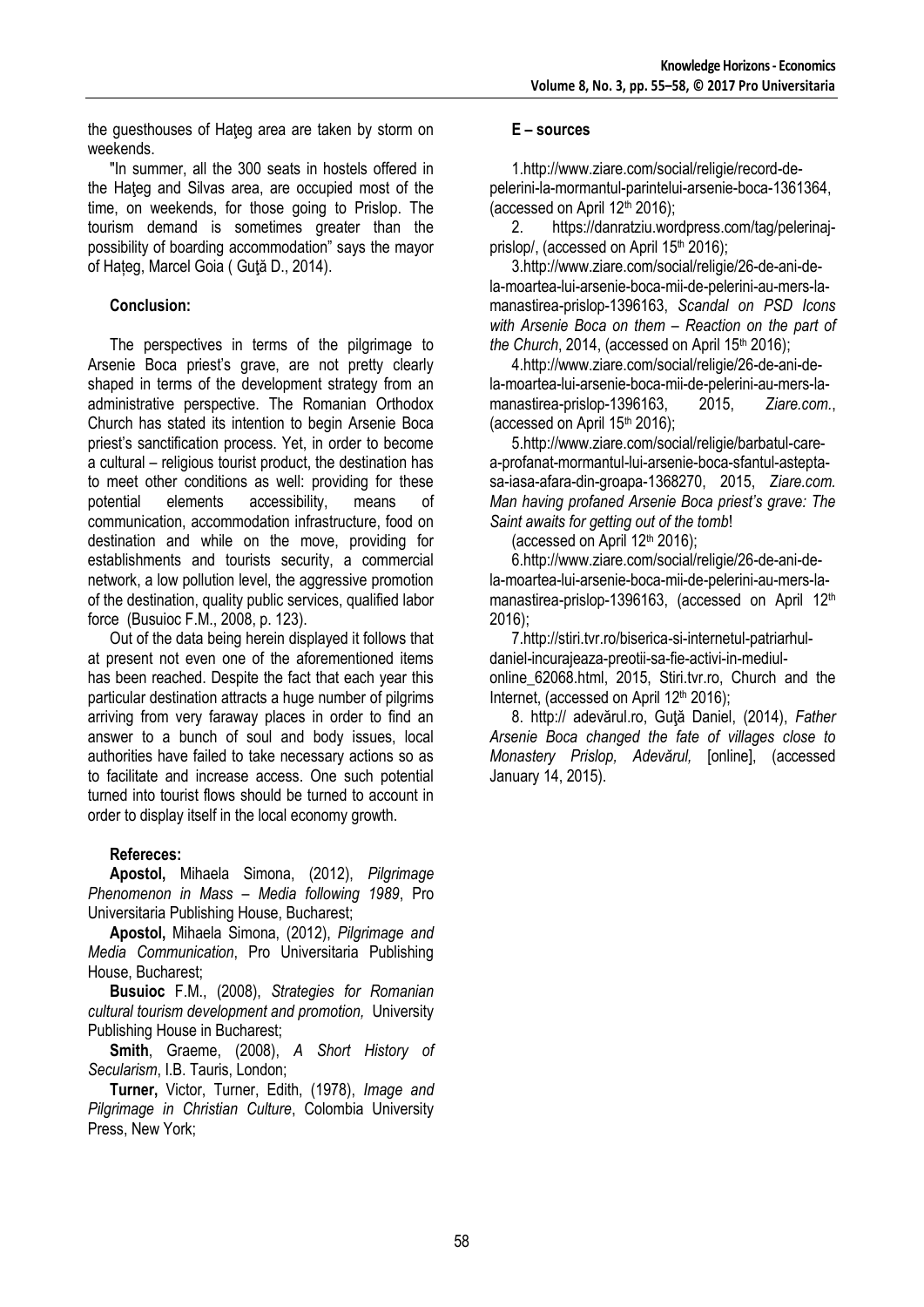the guesthouses of Haţeg area are taken by storm on weekends.

"In summer, all the 300 seats in hostels offered in the Haţeg and Silvas area, are occupied most of the time, on weekends, for those going to Prislop. The tourism demand is sometimes greater than the possibility of boarding accommodation" says the mayor of Hațeg, Marcel Goia ( Guţă D., 2014).

**Conclusion:**

The perspectives in terms of the pilgrimage to Arsenie Boca priest's grave, are not pretty clearly shaped in terms of the development strategy from an administrative perspective. The Romanian Orthodox Church has stated its intention to begin Arsenie Boca priest's sanctification process. Yet, in order to become a cultural – religious tourist product, the destination has to meet other conditions as well: providing for these potential elements accessibility, means of communication, accommodation infrastructure, food on destination and while on the move, providing for establishments and tourists security, a commercial network, a low pollution level, the aggressive promotion of the destination, quality public services, qualified labor force (Busuioc F.M., 2008, p. 123).

Out of the data being herein displayed it follows that at present not even one of the aforementioned items has been reached. Despite the fact that each year this particular destination attracts a huge number of pilgrims arriving from very faraway places in order to find an answer to a bunch of soul and body issues, local authorities have failed to take necessary actions so as to facilitate and increase access. One such potential turned into tourist flows should be turned to account in order to display itself in the local economy growth.

**Refereces:**

**Apostol,** Mihaela Simona, (2012), *Pilgrimage Phenomenon in Mass – Media following 1989*, Pro Universitaria Publishing House, Bucharest;

**Apostol,** Mihaela Simona, (2012), *Pilgrimage and Media Communication*, Pro Universitaria Publishing House, Bucharest;

**Busuioc** F.M., (2008), *Strategies for Romanian cultural tourism development and promotion,* University Publishing House in Bucharest;

**Smith**, Graeme, (2008), *A Short History of Secularism*, I.B. Tauris, London;

**Turner,** Victor, Turner, Edith, (1978), *Image and Pilgrimage in Christian Culture*, Colombia University Press, New York;

**E – sources**

1. http://www.ziare.com/social/religie/record-de-pelerini-la-mormantul-parintelui-arsenie-boca-1361364, (accessed on April 12th 2016);

2. https://danratziu.wordpress.com/tag/pelerinaj-prislop/, (accessed on April 15th 2016);

3. http://www.ziare.com/social/religie/26-de-ani-de-la-moartea-lui-arsenie-boca-mii-de-pelerini-au-mers-la-manastirea-prislop-1396163, *Scandal on PSD Icons with Arsenie Boca on them – Reaction on the part of the Church*, 2014, (accessed on April 15th 2016);

4. http://www.ziare.com/social/religie/26-de-ani-de-la-moartea-lui-arsenie-boca-mii-de-pelerini-au-mers-la-manastirea-prislop-1396163, 2015, *Ziare.com.*, (accessed on April 15th 2016);

5. http://www.ziare.com/social/religie/barbatul-care-a-profanat-mormantul-lui-arsenie-boca-sfantul-asteapta-sa-iasa-afara-din-groapa-1368270, 2015, *Ziare.com. Man having profaned Arsenie Boca priest's grave: The Saint awaits for getting out of the tomb*! (accessed on April 12th 2016);

6. http://www.ziare.com/social/religie/26-de-ani-de-la-moartea-lui-arsenie-boca-mii-de-pelerini-au-mers-la-manastirea-prislop-1396163, (accessed on April 12th 2016);

7. http://stiri.tvr.ro/biserica-si-internetul-patriarhul-daniel-incurajeaza-preotii-sa-fie-activi-in-mediul-online_62068.html, 2015, Stiri.tvr.ro, Church and the Internet, (accessed on April 12th 2016);

8. http:// adevărul.ro, Guţă Daniel, (2014), *Father Arsenie Boca changed the fate of villages close to Monastery Prislop, Adevărul,* [online], (accessed January 14, 2015).